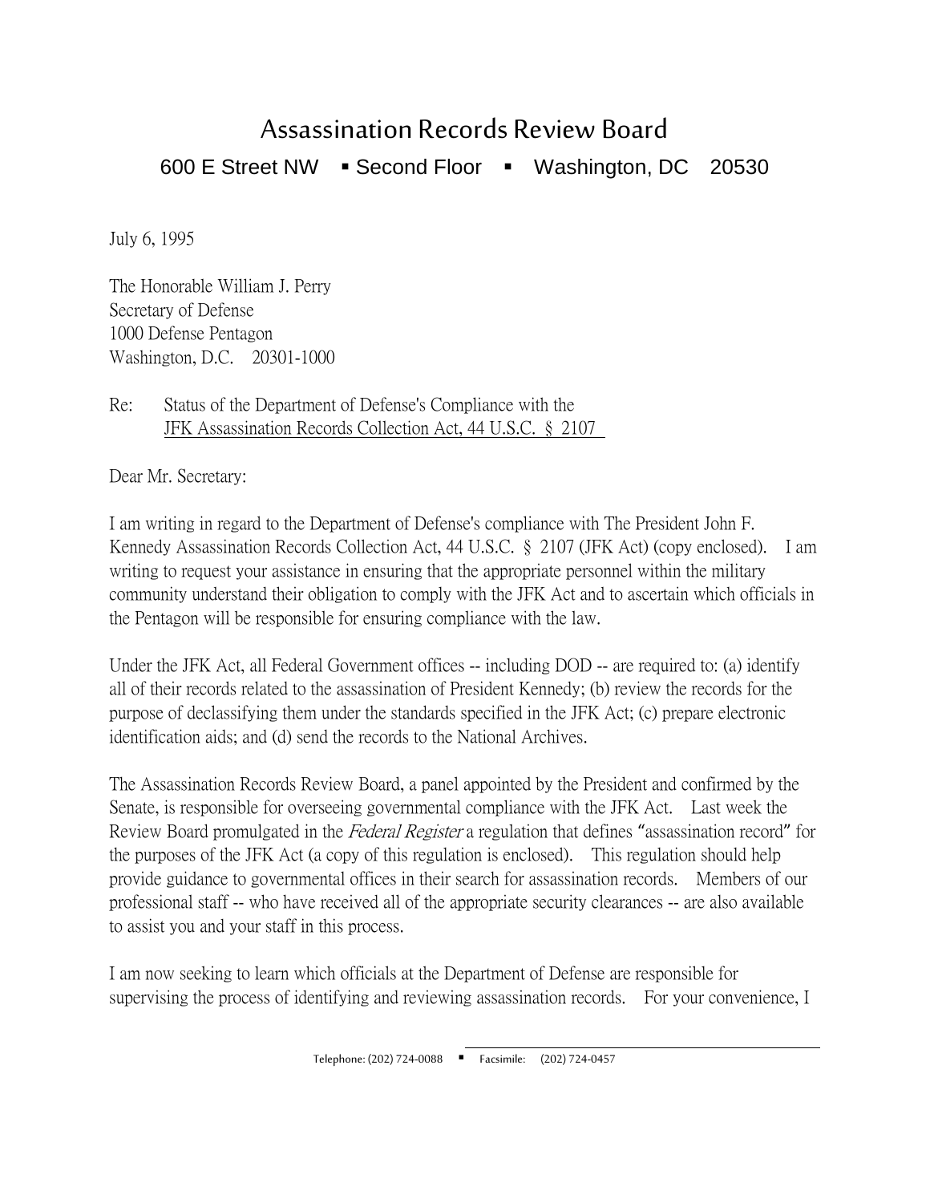# Assassination Records Review Board

600 E Street NW ▪ Second Floor ▪ Washington, DC 20530

July 6, 1995

The Honorable William J. Perry
Secretary of Defense
1000 Defense Pentagon
Washington, D.C. 20301-1000

Re: Status of the Department of Defense's Compliance with the JFK Assassination Records Collection Act, 44 U.S.C. § 2107

Dear Mr. Secretary:

I am writing in regard to the Department of Defense's compliance with The President John F. Kennedy Assassination Records Collection Act, 44 U.S.C. § 2107 (JFK Act) (copy enclosed). I am writing to request your assistance in ensuring that the appropriate personnel within the military community understand their obligation to comply with the JFK Act and to ascertain which officials in the Pentagon will be responsible for ensuring compliance with the law.

Under the JFK Act, all Federal Government offices -- including DOD -- are required to: (a) identify all of their records related to the assassination of President Kennedy; (b) review the records for the purpose of declassifying them under the standards specified in the JFK Act; (c) prepare electronic identification aids; and (d) send the records to the National Archives.

The Assassination Records Review Board, a panel appointed by the President and confirmed by the Senate, is responsible for overseeing governmental compliance with the JFK Act. Last week the Review Board promulgated in the *Federal Register* a regulation that defines "assassination record" for the purposes of the JFK Act (a copy of this regulation is enclosed). This regulation should help provide guidance to governmental offices in their search for assassination records. Members of our professional staff -- who have received all of the appropriate security clearances -- are also available to assist you and your staff in this process.

I am now seeking to learn which officials at the Department of Defense are responsible for supervising the process of identifying and reviewing assassination records. For your convenience, I

Telephone: (202) 724-0088 ▪ Facsimile: (202) 724-0457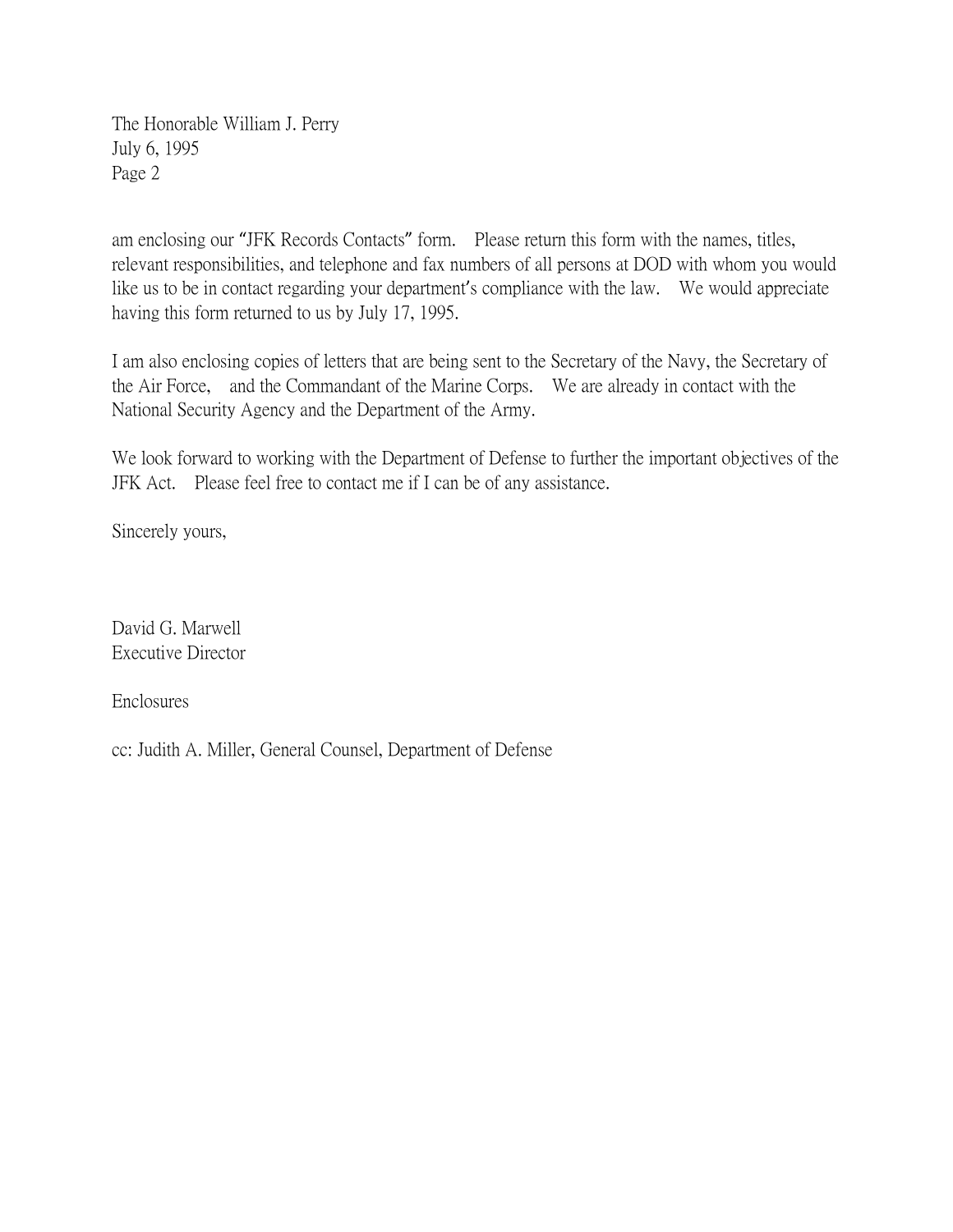The Honorable William J. Perry
July 6, 1995
Page 2

am enclosing our "JFK Records Contacts" form. Please return this form with the names, titles, relevant responsibilities, and telephone and fax numbers of all persons at DOD with whom you would like us to be in contact regarding your department's compliance with the law. We would appreciate having this form returned to us by July 17, 1995.

I am also enclosing copies of letters that are being sent to the Secretary of the Navy, the Secretary of the Air Force, and the Commandant of the Marine Corps. We are already in contact with the National Security Agency and the Department of the Army.

We look forward to working with the Department of Defense to further the important objectives of the JFK Act. Please feel free to contact me if I can be of any assistance.

Sincerely yours,

David G. Marwell
Executive Director

Enclosures

cc: Judith A. Miller, General Counsel, Department of Defense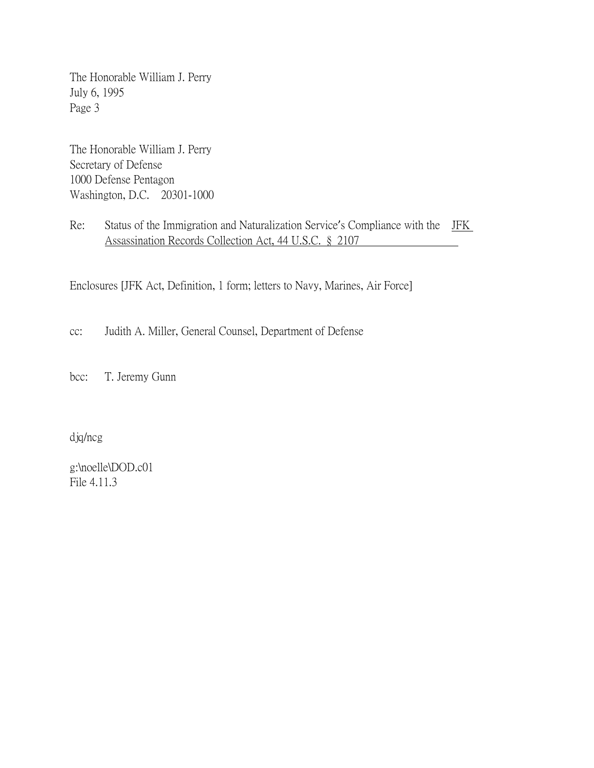The Honorable William J. Perry
Secretary of Defense
1000 Defense Pentagon
Washington, D.C. 20301-1000

Re: Status of the Immigration and Naturalization Service's Compliance with the JFK Assassination Records Collection Act, 44 U.S.C. § 2107

Enclosures [JFK Act, Definition, 1 form; letters to Navy, Marines, Air Force]

cc: Judith A. Miller, General Counsel, Department of Defense

bcc: T. Jeremy Gunn

djq/ncg

g:\noelle\DOD.c01
File 4.11.3